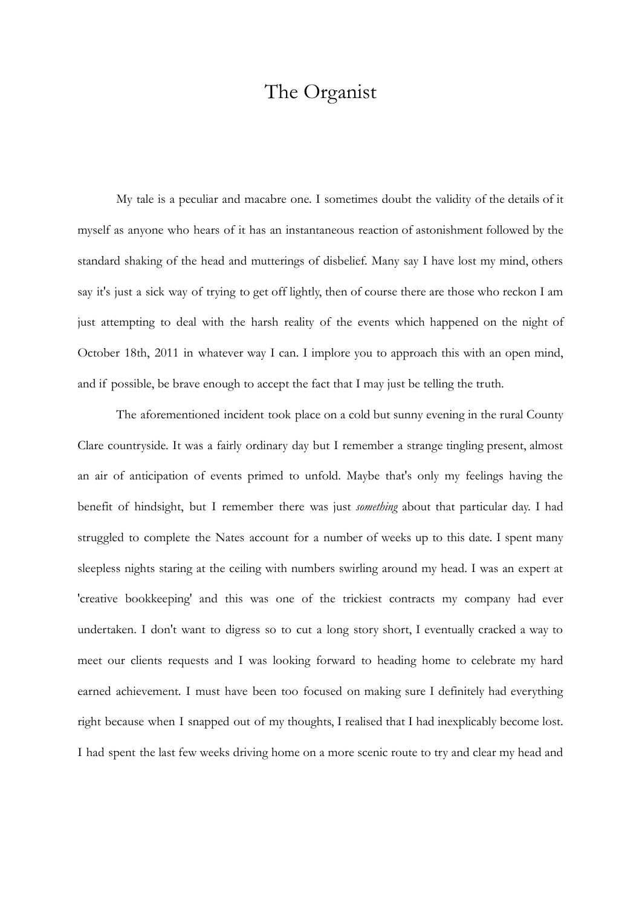# The Organist

My tale is a peculiar and macabre one. I sometimes doubt the validity of the details of it myself as anyone who hears of it has an instantaneous reaction of astonishment followed by the standard shaking of the head and mutterings of disbelief. Many say I have lost my mind, others say it's just a sick way of trying to get off lightly, then of course there are those who reckon I am just attempting to deal with the harsh reality of the events which happened on the night of October 18th, 2011 in whatever way I can. I implore you to approach this with an open mind, and if possible, be brave enough to accept the fact that I may just be telling the truth.

The aforementioned incident took place on a cold but sunny evening in the rural County Clare countryside. It was a fairly ordinary day but I remember a strange tingling present, almost an air of anticipation of events primed to unfold. Maybe that's only my feelings having the benefit of hindsight, but I remember there was just *something* about that particular day. I had struggled to complete the Nates account for a number of weeks up to this date. I spent many sleepless nights staring at the ceiling with numbers swirling around my head. I was an expert at 'creative bookkeeping' and this was one of the trickiest contracts my company had ever undertaken. I don't want to digress so to cut a long story short, I eventually cracked a way to meet our clients requests and I was looking forward to heading home to celebrate my hard earned achievement. I must have been too focused on making sure I definitely had everything right because when I snapped out of my thoughts, I realised that I had inexplicably become lost. I had spent the last few weeks driving home on a more scenic route to try and clear my head and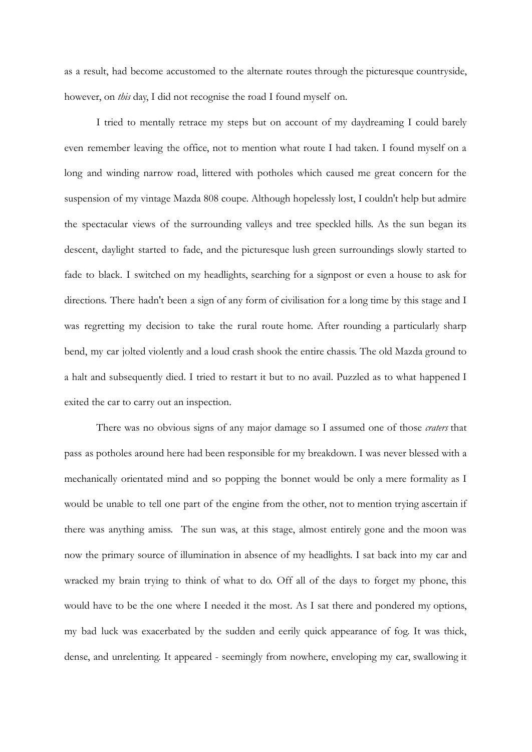as a result, had become accustomed to the alternate routes through the picturesque countryside, however, on *this* day, I did not recognise the road I found myself on.

I tried to mentally retrace my steps but on account of my daydreaming I could barely even remember leaving the office, not to mention what route I had taken. I found myself on a long and winding narrow road, littered with potholes which caused me great concern for the suspension of my vintage Mazda 808 coupe. Although hopelessly lost, I couldn't help but admire the spectacular views of the surrounding valleys and tree speckled hills. As the sun began its descent, daylight started to fade, and the picturesque lush green surroundings slowly started to fade to black. I switched on my headlights, searching for a signpost or even a house to ask for directions. There hadn't been a sign of any form of civilisation for a long time by this stage and I was regretting my decision to take the rural route home. After rounding a particularly sharp bend, my car jolted violently and a loud crash shook the entire chassis. The old Mazda ground to a halt and subsequently died. I tried to restart it but to no avail. Puzzled as to what happened I exited the car to carry out an inspection.

There was no obvious signs of any major damage so I assumed one of those *craters* that pass as potholes around here had been responsible for my breakdown. I was never blessed with a mechanically orientated mind and so popping the bonnet would be only a mere formality as I would be unable to tell one part of the engine from the other, not to mention trying ascertain if there was anything amiss. The sun was, at this stage, almost entirely gone and the moon was now the primary source of illumination in absence of my headlights. I sat back into my car and wracked my brain trying to think of what to do. Off all of the days to forget my phone, this would have to be the one where I needed it the most. As I sat there and pondered my options, my bad luck was exacerbated by the sudden and eerily quick appearance of fog. It was thick, dense, and unrelenting. It appeared - seemingly from nowhere, enveloping my car, swallowing it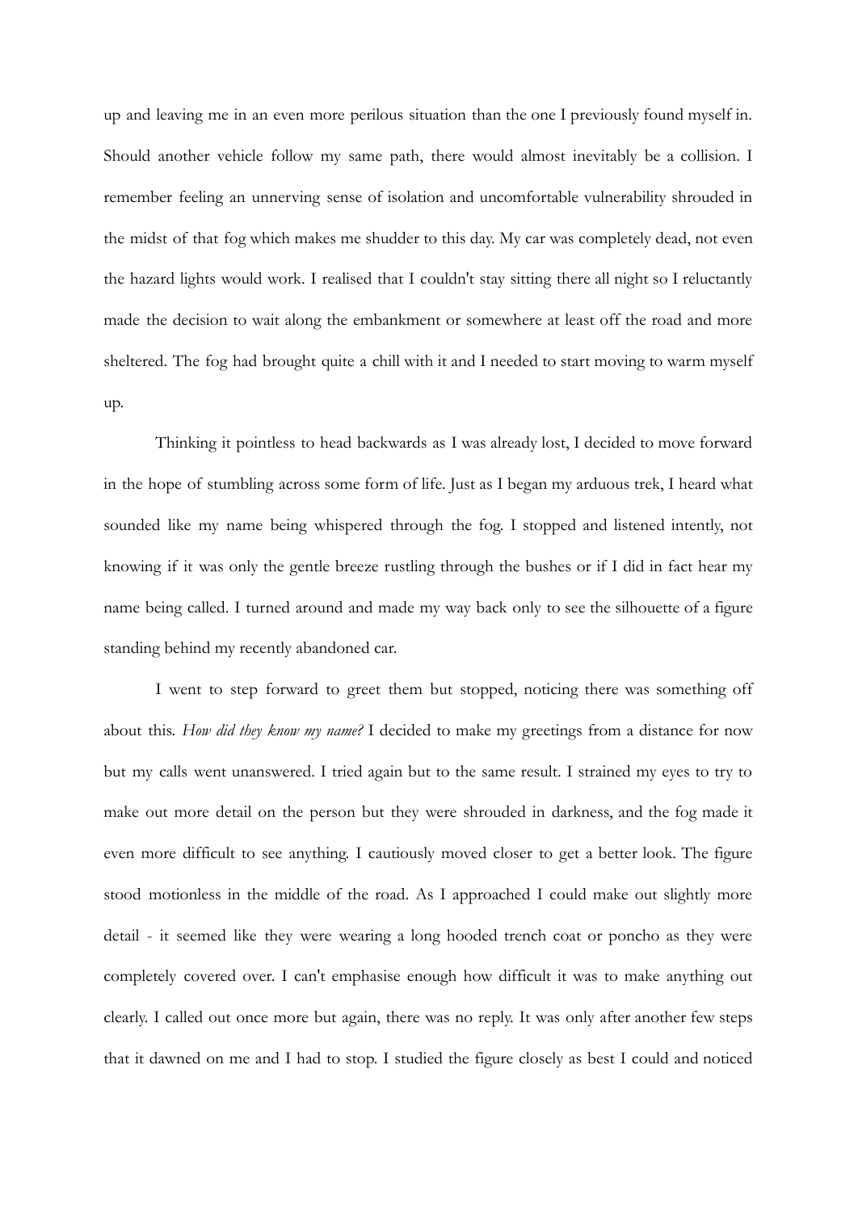up and leaving me in an even more perilous situation than the one I previously found myself in. Should another vehicle follow my same path, there would almost inevitably be a collision. I remember feeling an unnerving sense of isolation and uncomfortable vulnerability shrouded in the midst of that fog which makes me shudder to this day. My car was completely dead, not even the hazard lights would work. I realised that I couldn't stay sitting there all night so I reluctantly made the decision to wait along the embankment or somewhere at least off the road and more sheltered. The fog had brought quite a chill with it and I needed to start moving to warm myself up.

Thinking it pointless to head backwards as I was already lost, I decided to move forward in the hope of stumbling across some form of life. Just as I began my arduous trek, I heard what sounded like my name being whispered through the fog. I stopped and listened intently, not knowing if it was only the gentle breeze rustling through the bushes or if I did in fact hear my name being called. I turned around and made my way back only to see the silhouette of a figure standing behind my recently abandoned car.

I went to step forward to greet them but stopped, noticing there was something off about this. *How did they know my name?* I decided to make my greetings from a distance for now but my calls went unanswered. I tried again but to the same result. I strained my eyes to try to make out more detail on the person but they were shrouded in darkness, and the fog made it even more difficult to see anything. I cautiously moved closer to get a better look. The figure stood motionless in the middle of the road. As I approached I could make out slightly more detail - it seemed like they were wearing a long hooded trench coat or poncho as they were completely covered over. I can't emphasise enough how difficult it was to make anything out clearly. I called out once more but again, there was no reply. It was only after another few steps that it dawned on me and I had to stop. I studied the figure closely as best I could and noticed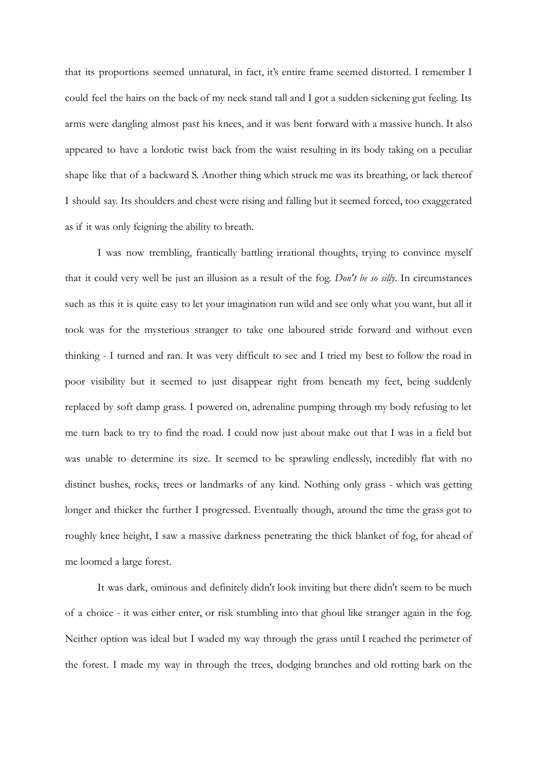that its proportions seemed unnatural, in fact, it's entire frame seemed distorted. I remember I could feel the hairs on the back of my neck stand tall and I got a sudden sickening gut feeling. Its arms were dangling almost past his knees, and it was bent forward with a massive hunch. It also appeared to have a lordotic twist back from the waist resulting in its body taking on a peculiar shape like that of a backward S. Another thing which struck me was its breathing, or lack thereof I should say. Its shoulders and chest were rising and falling but it seemed forced, too exaggerated as if it was only feigning the ability to breath.

I was now trembling, frantically battling irrational thoughts, trying to convince myself that it could very well be just an illusion as a result of the fog. *Don't be so silly*. In circumstances such as this it is quite easy to let your imagination run wild and see only what you want, but all it took was for the mysterious stranger to take one laboured stride forward and without even thinking - I turned and ran. It was very difficult to see and I tried my best to follow the road in poor visibility but it seemed to just disappear right from beneath my feet, being suddenly replaced by soft damp grass. I powered on, adrenaline pumping through my body refusing to let me turn back to try to find the road. I could now just about make out that I was in a field but was unable to determine its size. It seemed to be sprawling endlessly, incredibly flat with no distinct bushes, rocks, trees or landmarks of any kind. Nothing only grass - which was getting longer and thicker the further I progressed. Eventually though, around the time the grass got to roughly knee height, I saw a massive darkness penetrating the thick blanket of fog, for ahead of me loomed a large forest.

It was dark, ominous and definitely didn't look inviting but there didn't seem to be much of a choice - it was either enter, or risk stumbling into that ghoul like stranger again in the fog. Neither option was ideal but I waded my way through the grass until I reached the perimeter of the forest. I made my way in through the trees, dodging branches and old rotting bark on the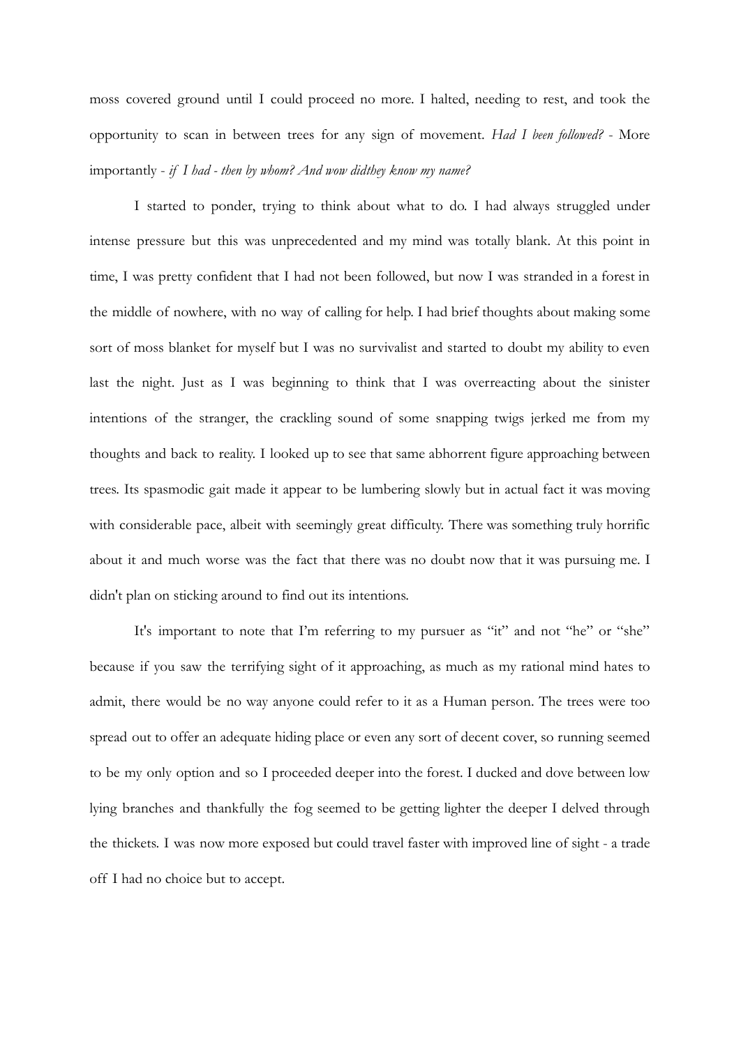moss covered ground until I could proceed no more. I halted, needing to rest, and took the opportunity to scan in between trees for any sign of movement. *Had I been followed?* - More importantly - *if I had - then by whom? And wow didthey know my name?*

I started to ponder, trying to think about what to do. I had always struggled under intense pressure but this was unprecedented and my mind was totally blank. At this point in time, I was pretty confident that I had not been followed, but now I was stranded in a forest in the middle of nowhere, with no way of calling for help. I had brief thoughts about making some sort of moss blanket for myself but I was no survivalist and started to doubt my ability to even last the night. Just as I was beginning to think that I was overreacting about the sinister intentions of the stranger, the crackling sound of some snapping twigs jerked me from my thoughts and back to reality. I looked up to see that same abhorrent figure approaching between trees. Its spasmodic gait made it appear to be lumbering slowly but in actual fact it was moving with considerable pace, albeit with seemingly great difficulty. There was something truly horrific about it and much worse was the fact that there was no doubt now that it was pursuing me. I didn't plan on sticking around to find out its intentions.

It's important to note that I'm referring to my pursuer as "it" and not "he" or "she" because if you saw the terrifying sight of it approaching, as much as my rational mind hates to admit, there would be no way anyone could refer to it as a Human person. The trees were too spread out to offer an adequate hiding place or even any sort of decent cover, so running seemed to be my only option and so I proceeded deeper into the forest. I ducked and dove between low lying branches and thankfully the fog seemed to be getting lighter the deeper I delved through the thickets. I was now more exposed but could travel faster with improved line of sight - a trade off I had no choice but to accept.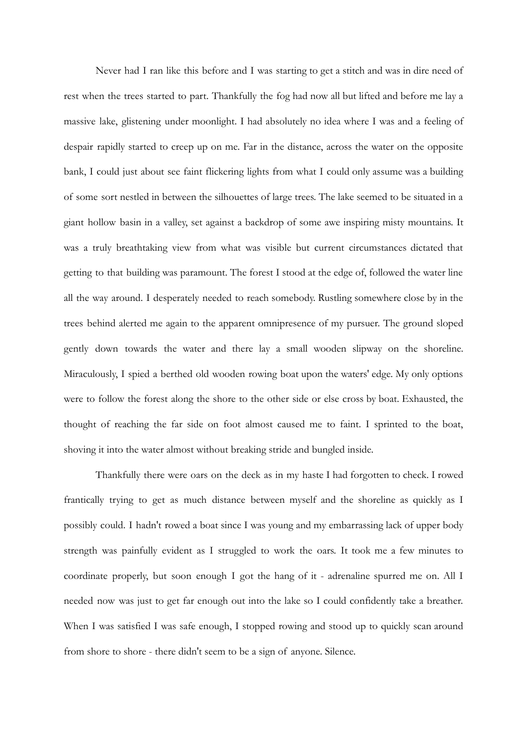Never had I ran like this before and I was starting to get a stitch and was in dire need of rest when the trees started to part. Thankfully the fog had now all but lifted and before me lay a massive lake, glistening under moonlight. I had absolutely no idea where I was and a feeling of despair rapidly started to creep up on me. Far in the distance, across the water on the opposite bank, I could just about see faint flickering lights from what I could only assume was a building of some sort nestled in between the silhouettes of large trees. The lake seemed to be situated in a giant hollow basin in a valley, set against a backdrop of some awe inspiring misty mountains. It was a truly breathtaking view from what was visible but current circumstances dictated that getting to that building was paramount. The forest I stood at the edge of, followed the water line all the way around. I desperately needed to reach somebody. Rustling somewhere close by in the trees behind alerted me again to the apparent omnipresence of my pursuer. The ground sloped gently down towards the water and there lay a small wooden slipway on the shoreline. Miraculously, I spied a berthed old wooden rowing boat upon the waters' edge. My only options were to follow the forest along the shore to the other side or else cross by boat. Exhausted, the thought of reaching the far side on foot almost caused me to faint. I sprinted to the boat, shoving it into the water almost without breaking stride and bungled inside.

Thankfully there were oars on the deck as in my haste I had forgotten to check. I rowed frantically trying to get as much distance between myself and the shoreline as quickly as I possibly could. I hadn't rowed a boat since I was young and my embarrassing lack of upper body strength was painfully evident as I struggled to work the oars. It took me a few minutes to coordinate properly, but soon enough I got the hang of it - adrenaline spurred me on. All I needed now was just to get far enough out into the lake so I could confidently take a breather. When I was satisfied I was safe enough, I stopped rowing and stood up to quickly scan around from shore to shore - there didn't seem to be a sign of anyone. Silence.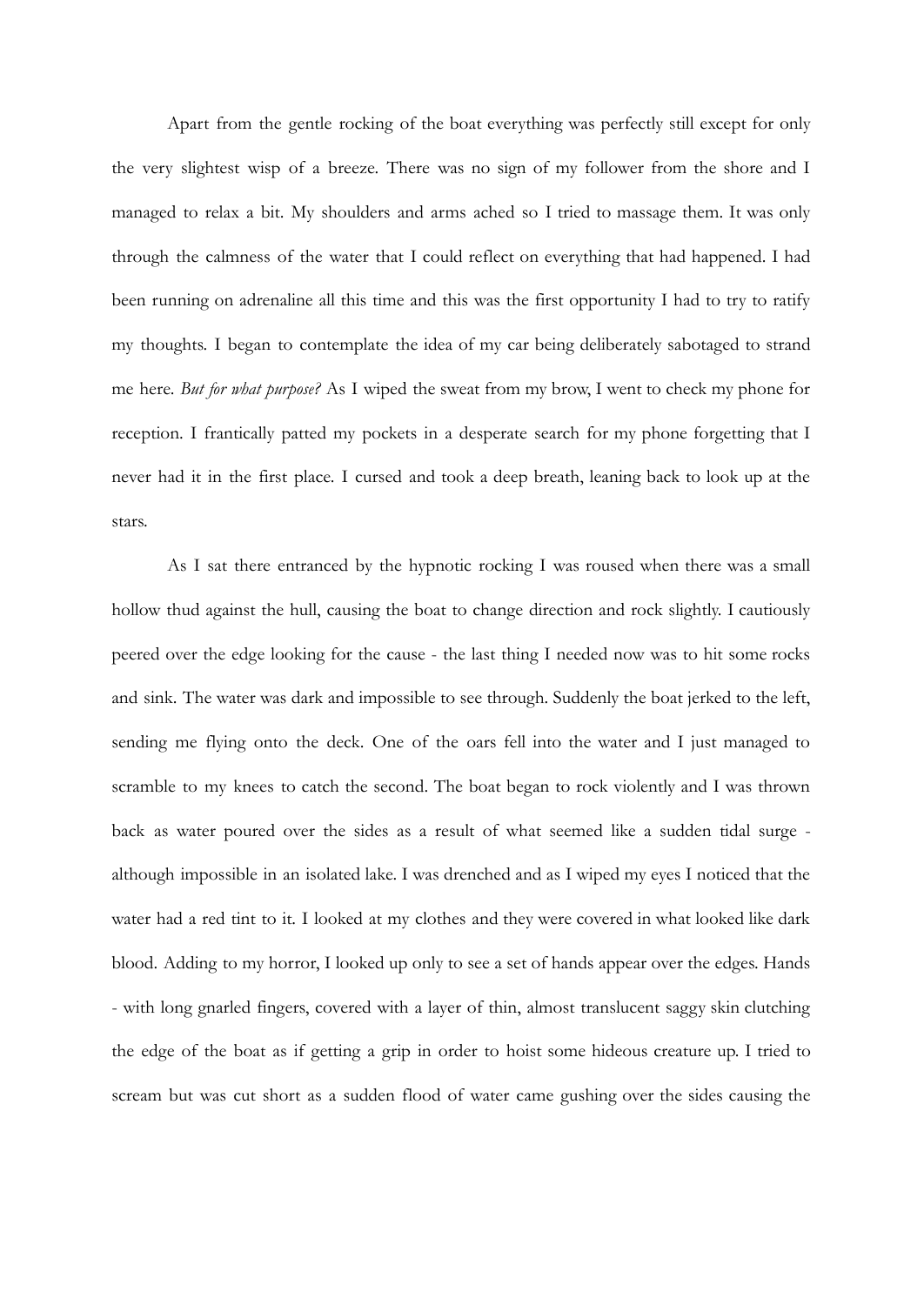Apart from the gentle rocking of the boat everything was perfectly still except for only the very slightest wisp of a breeze. There was no sign of my follower from the shore and I managed to relax a bit. My shoulders and arms ached so I tried to massage them. It was only through the calmness of the water that I could reflect on everything that had happened. I had been running on adrenaline all this time and this was the first opportunity I had to try to ratify my thoughts. I began to contemplate the idea of my car being deliberately sabotaged to strand me here. *But for what purpose?* As I wiped the sweat from my brow, I went to check my phone for reception. I frantically patted my pockets in a desperate search for my phone forgetting that I never had it in the first place. I cursed and took a deep breath, leaning back to look up at the stars.

As I sat there entranced by the hypnotic rocking I was roused when there was a small hollow thud against the hull, causing the boat to change direction and rock slightly. I cautiously peered over the edge looking for the cause - the last thing I needed now was to hit some rocks and sink. The water was dark and impossible to see through. Suddenly the boat jerked to the left, sending me flying onto the deck. One of the oars fell into the water and I just managed to scramble to my knees to catch the second. The boat began to rock violently and I was thrown back as water poured over the sides as a result of what seemed like a sudden tidal surge - although impossible in an isolated lake. I was drenched and as I wiped my eyes I noticed that the water had a red tint to it. I looked at my clothes and they were covered in what looked like dark blood. Adding to my horror, I looked up only to see a set of hands appear over the edges. Hands - with long gnarled fingers, covered with a layer of thin, almost translucent saggy skin clutching the edge of the boat as if getting a grip in order to hoist some hideous creature up. I tried to scream but was cut short as a sudden flood of water came gushing over the sides causing the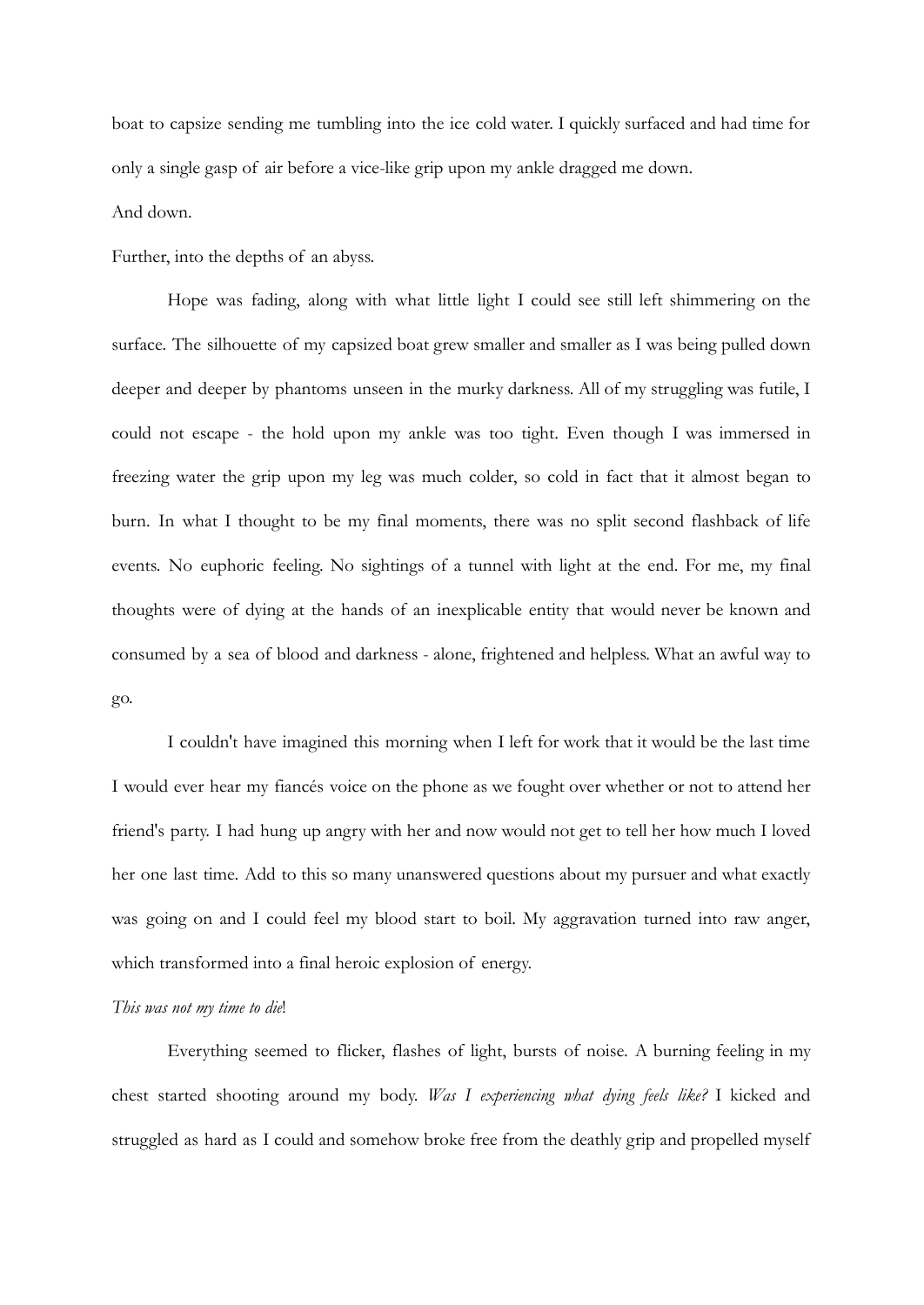boat to capsize sending me tumbling into the ice cold water. I quickly surfaced and had time for only a single gasp of air before a vice-like grip upon my ankle dragged me down.

And down.

Further, into the depths of an abyss.

Hope was fading, along with what little light I could see still left shimmering on the surface. The silhouette of my capsized boat grew smaller and smaller as I was being pulled down deeper and deeper by phantoms unseen in the murky darkness. All of my struggling was futile, I could not escape - the hold upon my ankle was too tight. Even though I was immersed in freezing water the grip upon my leg was much colder, so cold in fact that it almost began to burn. In what I thought to be my final moments, there was no split second flashback of life events. No euphoric feeling. No sightings of a tunnel with light at the end. For me, my final thoughts were of dying at the hands of an inexplicable entity that would never be known and consumed by a sea of blood and darkness - alone, frightened and helpless. What an awful way to go.

I couldn't have imagined this morning when I left for work that it would be the last time I would ever hear my fiancés voice on the phone as we fought over whether or not to attend her friend's party. I had hung up angry with her and now would not get to tell her how much I loved her one last time. Add to this so many unanswered questions about my pursuer and what exactly was going on and I could feel my blood start to boil. My aggravation turned into raw anger, which transformed into a final heroic explosion of energy.

*This was not my time to die*!

Everything seemed to flicker, flashes of light, bursts of noise. A burning feeling in my chest started shooting around my body. *Was I experiencing what dying feels like?* I kicked and struggled as hard as I could and somehow broke free from the deathly grip and propelled myself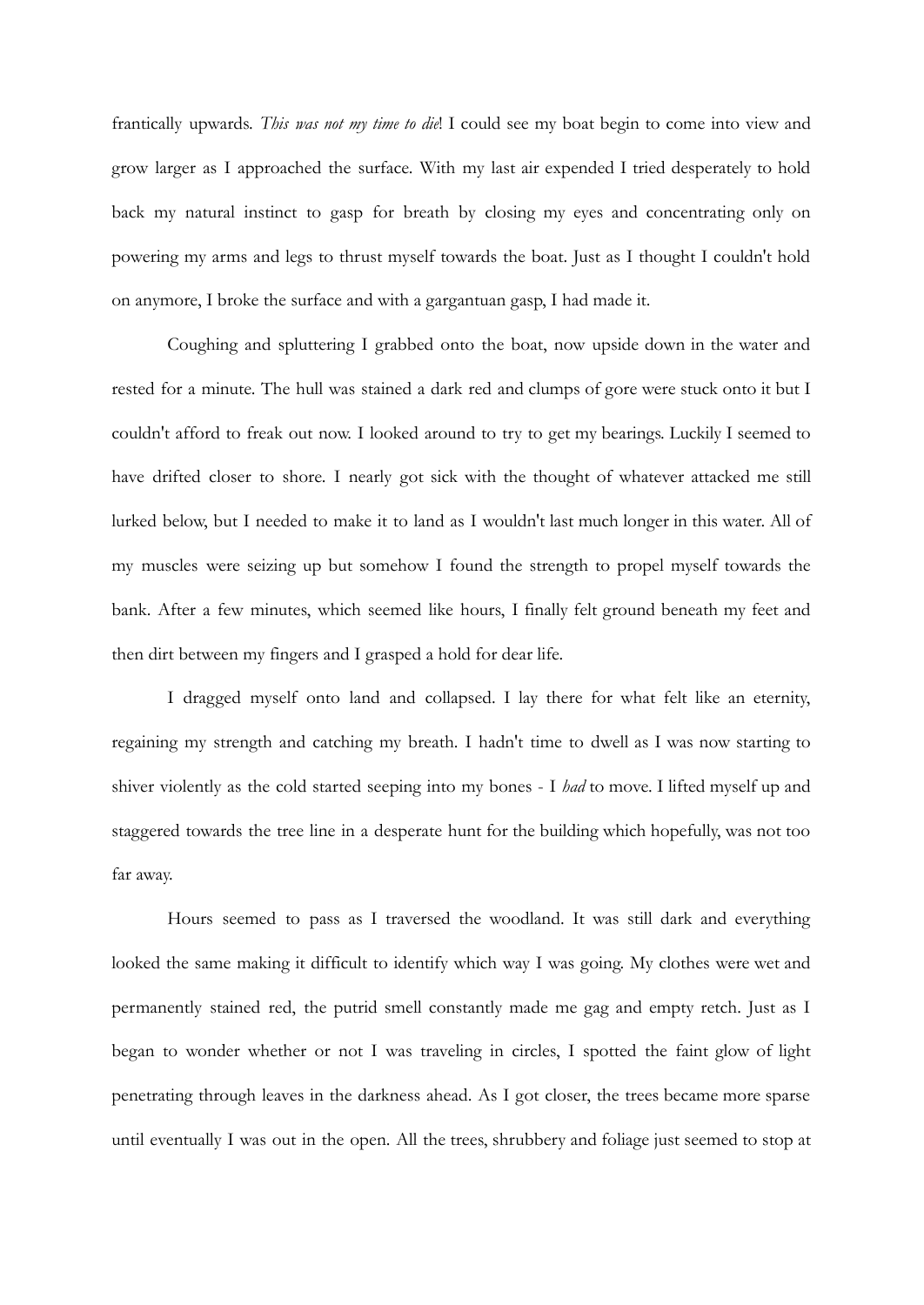frantically upwards. *This was not my time to die*! I could see my boat begin to come into view and grow larger as I approached the surface. With my last air expended I tried desperately to hold back my natural instinct to gasp for breath by closing my eyes and concentrating only on powering my arms and legs to thrust myself towards the boat. Just as I thought I couldn't hold on anymore, I broke the surface and with a gargantuan gasp, I had made it.

Coughing and spluttering I grabbed onto the boat, now upside down in the water and rested for a minute. The hull was stained a dark red and clumps of gore were stuck onto it but I couldn't afford to freak out now. I looked around to try to get my bearings. Luckily I seemed to have drifted closer to shore. I nearly got sick with the thought of whatever attacked me still lurked below, but I needed to make it to land as I wouldn't last much longer in this water. All of my muscles were seizing up but somehow I found the strength to propel myself towards the bank. After a few minutes, which seemed like hours, I finally felt ground beneath my feet and then dirt between my fingers and I grasped a hold for dear life.

I dragged myself onto land and collapsed. I lay there for what felt like an eternity, regaining my strength and catching my breath. I hadn't time to dwell as I was now starting to shiver violently as the cold started seeping into my bones - I *had* to move. I lifted myself up and staggered towards the tree line in a desperate hunt for the building which hopefully, was not too far away.

Hours seemed to pass as I traversed the woodland. It was still dark and everything looked the same making it difficult to identify which way I was going. My clothes were wet and permanently stained red, the putrid smell constantly made me gag and empty retch. Just as I began to wonder whether or not I was traveling in circles, I spotted the faint glow of light penetrating through leaves in the darkness ahead. As I got closer, the trees became more sparse until eventually I was out in the open. All the trees, shrubbery and foliage just seemed to stop at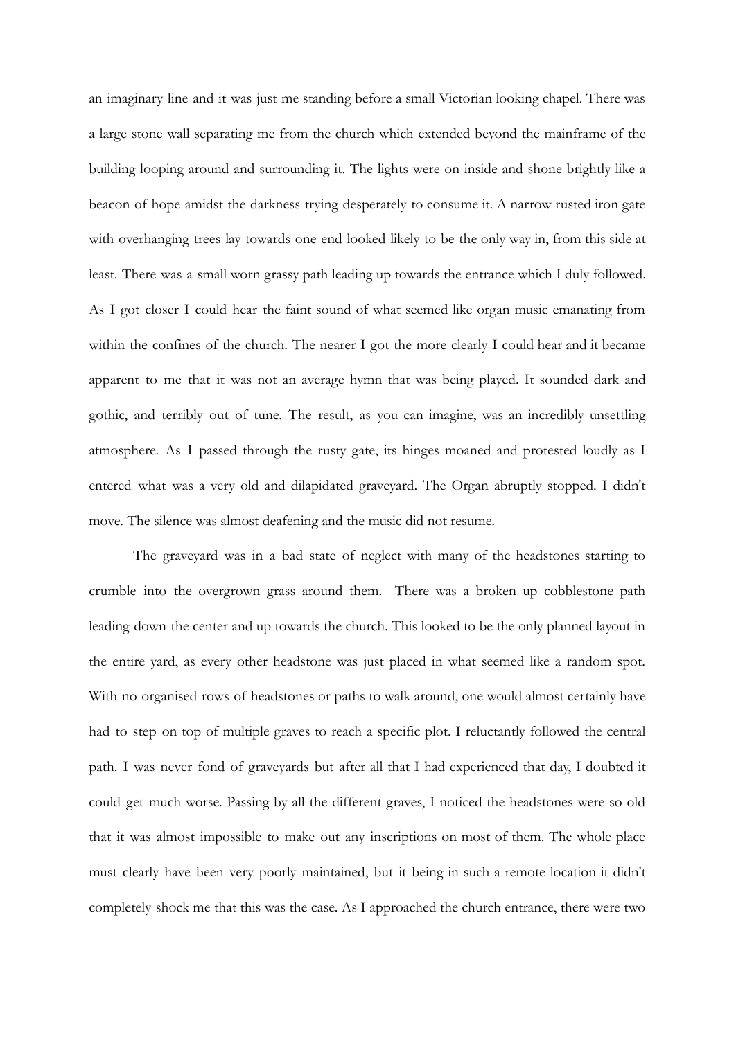an imaginary line and it was just me standing before a small Victorian looking chapel. There was a large stone wall separating me from the church which extended beyond the mainframe of the building looping around and surrounding it. The lights were on inside and shone brightly like a beacon of hope amidst the darkness trying desperately to consume it. A narrow rusted iron gate with overhanging trees lay towards one end looked likely to be the only way in, from this side at least. There was a small worn grassy path leading up towards the entrance which I duly followed. As I got closer I could hear the faint sound of what seemed like organ music emanating from within the confines of the church. The nearer I got the more clearly I could hear and it became apparent to me that it was not an average hymn that was being played. It sounded dark and gothic, and terribly out of tune. The result, as you can imagine, was an incredibly unsettling atmosphere. As I passed through the rusty gate, its hinges moaned and protested loudly as I entered what was a very old and dilapidated graveyard. The Organ abruptly stopped. I didn't move. The silence was almost deafening and the music did not resume.

The graveyard was in a bad state of neglect with many of the headstones starting to crumble into the overgrown grass around them. There was a broken up cobblestone path leading down the center and up towards the church. This looked to be the only planned layout in the entire yard, as every other headstone was just placed in what seemed like a random spot. With no organised rows of headstones or paths to walk around, one would almost certainly have had to step on top of multiple graves to reach a specific plot. I reluctantly followed the central path. I was never fond of graveyards but after all that I had experienced that day, I doubted it could get much worse. Passing by all the different graves, I noticed the headstones were so old that it was almost impossible to make out any inscriptions on most of them. The whole place must clearly have been very poorly maintained, but it being in such a remote location it didn't completely shock me that this was the case. As I approached the church entrance, there were two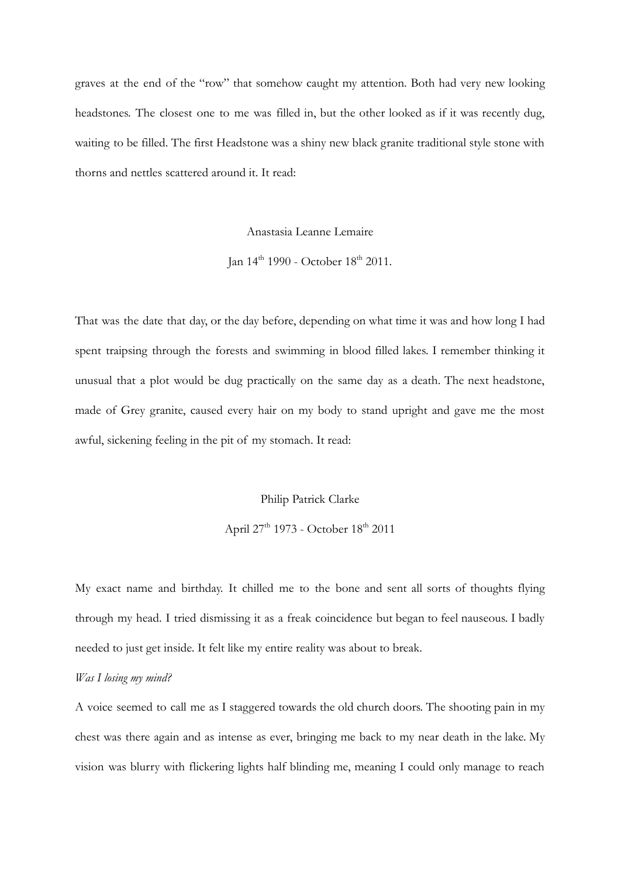graves at the end of the "row" that somehow caught my attention. Both had very new looking headstones. The closest one to me was filled in, but the other looked as if it was recently dug, waiting to be filled. The first Headstone was a shiny new black granite traditional style stone with thorns and nettles scattered around it. It read:

Anastasia Leanne Lemaire

Jan 14th 1990 - October 18th 2011.

That was the date that day, or the day before, depending on what time it was and how long I had spent traipsing through the forests and swimming in blood filled lakes. I remember thinking it unusual that a plot would be dug practically on the same day as a death. The next headstone, made of Grey granite, caused every hair on my body to stand upright and gave me the most awful, sickening feeling in the pit of my stomach. It read:

Philip Patrick Clarke

April 27th 1973 - October 18th 2011

My exact name and birthday. It chilled me to the bone and sent all sorts of thoughts flying through my head. I tried dismissing it as a freak coincidence but began to feel nauseous. I badly needed to just get inside. It felt like my entire reality was about to break.

*Was I losing my mind?*

A voice seemed to call me as I staggered towards the old church doors. The shooting pain in my chest was there again and as intense as ever, bringing me back to my near death in the lake. My vision was blurry with flickering lights half blinding me, meaning I could only manage to reach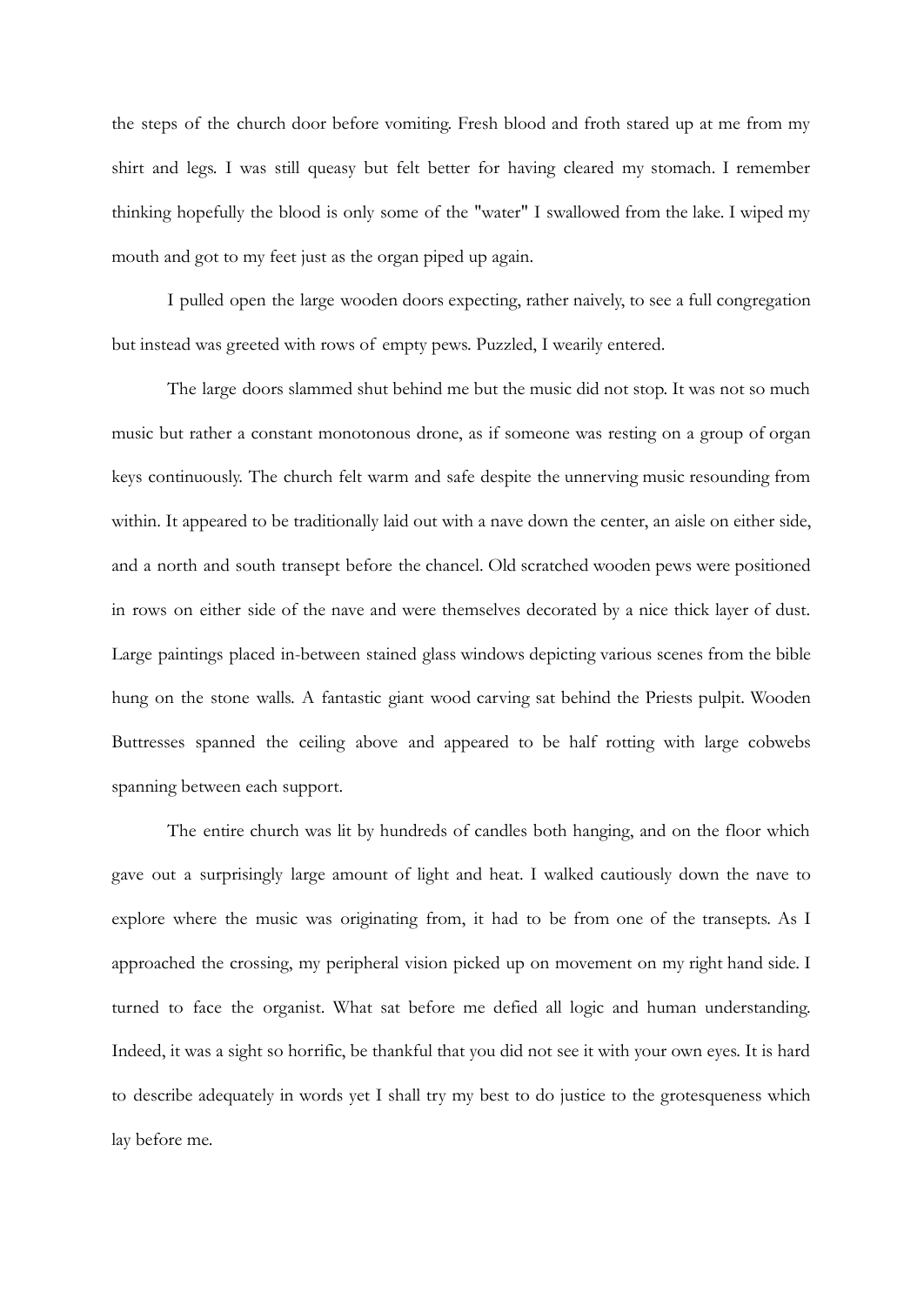the steps of the church door before vomiting. Fresh blood and froth stared up at me from my shirt and legs. I was still queasy but felt better for having cleared my stomach. I remember thinking hopefully the blood is only some of the "water" I swallowed from the lake. I wiped my mouth and got to my feet just as the organ piped up again.

I pulled open the large wooden doors expecting, rather naively, to see a full congregation but instead was greeted with rows of empty pews. Puzzled, I wearily entered.

The large doors slammed shut behind me but the music did not stop. It was not so much music but rather a constant monotonous drone, as if someone was resting on a group of organ keys continuously. The church felt warm and safe despite the unnerving music resounding from within. It appeared to be traditionally laid out with a nave down the center, an aisle on either side, and a north and south transept before the chancel. Old scratched wooden pews were positioned in rows on either side of the nave and were themselves decorated by a nice thick layer of dust. Large paintings placed in-between stained glass windows depicting various scenes from the bible hung on the stone walls. A fantastic giant wood carving sat behind the Priests pulpit. Wooden Buttresses spanned the ceiling above and appeared to be half rotting with large cobwebs spanning between each support.

The entire church was lit by hundreds of candles both hanging, and on the floor which gave out a surprisingly large amount of light and heat. I walked cautiously down the nave to explore where the music was originating from, it had to be from one of the transepts. As I approached the crossing, my peripheral vision picked up on movement on my right hand side. I turned to face the organist. What sat before me defied all logic and human understanding. Indeed, it was a sight so horrific, be thankful that you did not see it with your own eyes. It is hard to describe adequately in words yet I shall try my best to do justice to the grotesqueness which lay before me.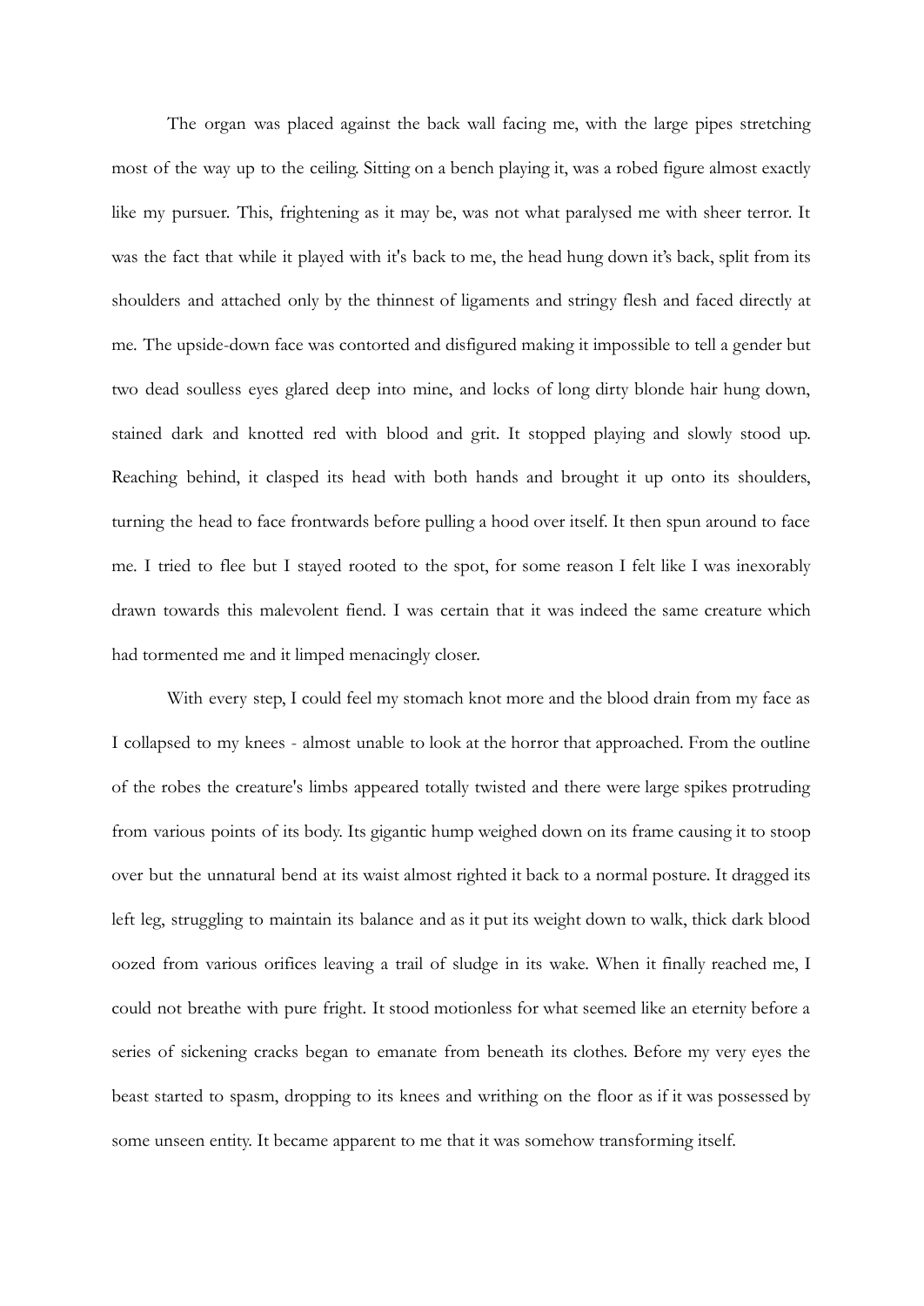The organ was placed against the back wall facing me, with the large pipes stretching most of the way up to the ceiling. Sitting on a bench playing it, was a robed figure almost exactly like my pursuer. This, frightening as it may be, was not what paralysed me with sheer terror. It was the fact that while it played with it's back to me, the head hung down it’s back, split from its shoulders and attached only by the thinnest of ligaments and stringy flesh and faced directly at me. The upside-down face was contorted and disfigured making it impossible to tell a gender but two dead soulless eyes glared deep into mine, and locks of long dirty blonde hair hung down, stained dark and knotted red with blood and grit. It stopped playing and slowly stood up. Reaching behind, it clasped its head with both hands and brought it up onto its shoulders, turning the head to face frontwards before pulling a hood over itself. It then spun around to face me. I tried to flee but I stayed rooted to the spot, for some reason I felt like I was inexorably drawn towards this malevolent fiend. I was certain that it was indeed the same creature which had tormented me and it limped menacingly closer.

With every step, I could feel my stomach knot more and the blood drain from my face as I collapsed to my knees - almost unable to look at the horror that approached. From the outline of the robes the creature's limbs appeared totally twisted and there were large spikes protruding from various points of its body. Its gigantic hump weighed down on its frame causing it to stoop over but the unnatural bend at its waist almost righted it back to a normal posture. It dragged its left leg, struggling to maintain its balance and as it put its weight down to walk, thick dark blood oozed from various orifices leaving a trail of sludge in its wake. When it finally reached me, I could not breathe with pure fright. It stood motionless for what seemed like an eternity before a series of sickening cracks began to emanate from beneath its clothes. Before my very eyes the beast started to spasm, dropping to its knees and writhing on the floor as if it was possessed by some unseen entity. It became apparent to me that it was somehow transforming itself.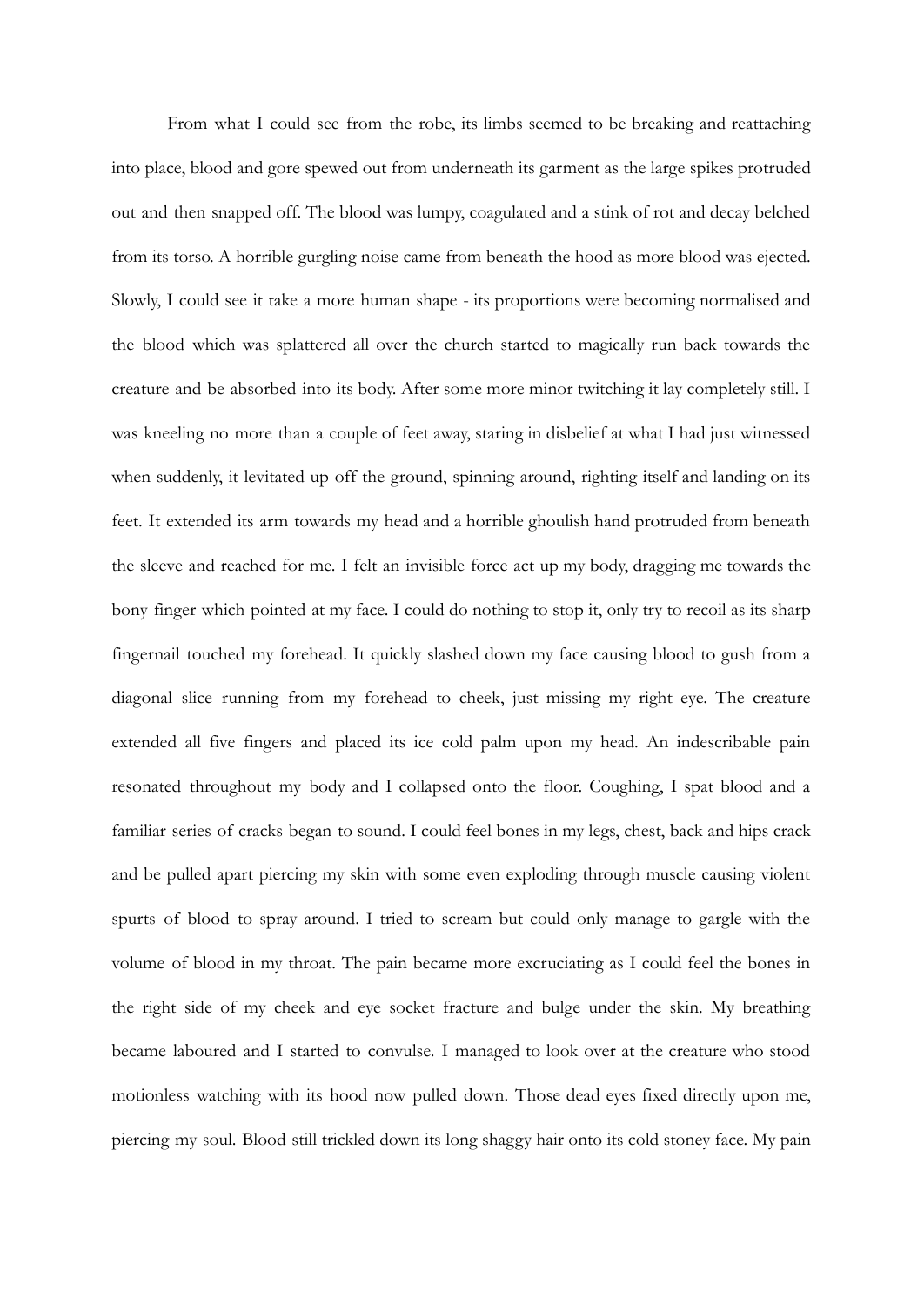From what I could see from the robe, its limbs seemed to be breaking and reattaching into place, blood and gore spewed out from underneath its garment as the large spikes protruded out and then snapped off. The blood was lumpy, coagulated and a stink of rot and decay belched from its torso. A horrible gurgling noise came from beneath the hood as more blood was ejected. Slowly, I could see it take a more human shape - its proportions were becoming normalised and the blood which was splattered all over the church started to magically run back towards the creature and be absorbed into its body. After some more minor twitching it lay completely still. I was kneeling no more than a couple of feet away, staring in disbelief at what I had just witnessed when suddenly, it levitated up off the ground, spinning around, righting itself and landing on its feet. It extended its arm towards my head and a horrible ghoulish hand protruded from beneath the sleeve and reached for me. I felt an invisible force act up my body, dragging me towards the bony finger which pointed at my face. I could do nothing to stop it, only try to recoil as its sharp fingernail touched my forehead. It quickly slashed down my face causing blood to gush from a diagonal slice running from my forehead to cheek, just missing my right eye. The creature extended all five fingers and placed its ice cold palm upon my head. An indescribable pain resonated throughout my body and I collapsed onto the floor. Coughing, I spat blood and a familiar series of cracks began to sound. I could feel bones in my legs, chest, back and hips crack and be pulled apart piercing my skin with some even exploding through muscle causing violent spurts of blood to spray around. I tried to scream but could only manage to gargle with the volume of blood in my throat. The pain became more excruciating as I could feel the bones in the right side of my cheek and eye socket fracture and bulge under the skin. My breathing became laboured and I started to convulse. I managed to look over at the creature who stood motionless watching with its hood now pulled down. Those dead eyes fixed directly upon me, piercing my soul. Blood still trickled down its long shaggy hair onto its cold stoney face. My pain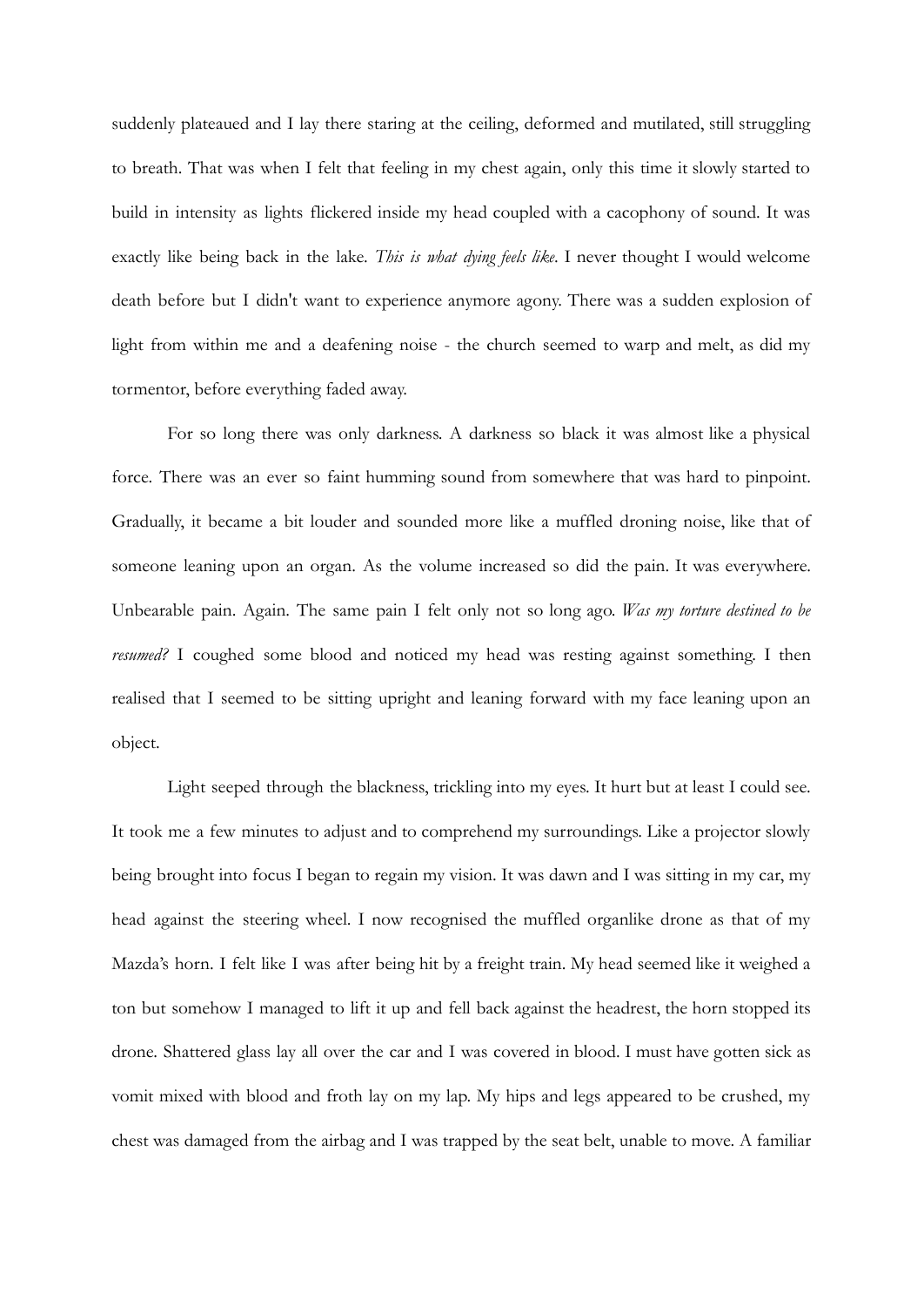suddenly plateaued and I lay there staring at the ceiling, deformed and mutilated, still struggling to breath. That was when I felt that feeling in my chest again, only this time it slowly started to build in intensity as lights flickered inside my head coupled with a cacophony of sound. It was exactly like being back in the lake. *This is what dying feels like*. I never thought I would welcome death before but I didn't want to experience anymore agony. There was a sudden explosion of light from within me and a deafening noise - the church seemed to warp and melt, as did my tormentor, before everything faded away.

For so long there was only darkness. A darkness so black it was almost like a physical force. There was an ever so faint humming sound from somewhere that was hard to pinpoint. Gradually, it became a bit louder and sounded more like a muffled droning noise, like that of someone leaning upon an organ. As the volume increased so did the pain. It was everywhere. Unbearable pain. Again. The same pain I felt only not so long ago. *Was my torture destined to be resumed?* I coughed some blood and noticed my head was resting against something. I then realised that I seemed to be sitting upright and leaning forward with my face leaning upon an object.

Light seeped through the blackness, trickling into my eyes. It hurt but at least I could see. It took me a few minutes to adjust and to comprehend my surroundings. Like a projector slowly being brought into focus I began to regain my vision. It was dawn and I was sitting in my car, my head against the steering wheel. I now recognised the muffled organlike drone as that of my Mazda's horn. I felt like I was after being hit by a freight train. My head seemed like it weighed a ton but somehow I managed to lift it up and fell back against the headrest, the horn stopped its drone. Shattered glass lay all over the car and I was covered in blood. I must have gotten sick as vomit mixed with blood and froth lay on my lap. My hips and legs appeared to be crushed, my chest was damaged from the airbag and I was trapped by the seat belt, unable to move. A familiar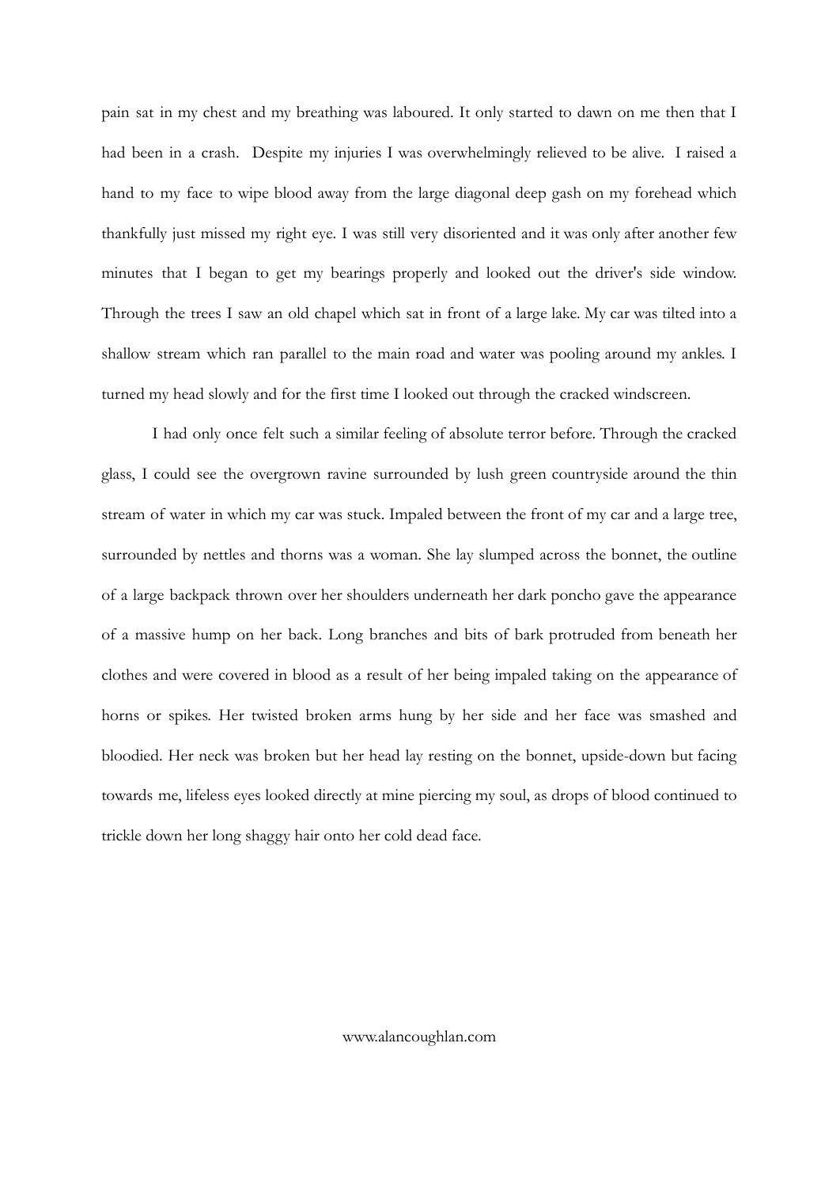pain sat in my chest and my breathing was laboured. It only started to dawn on me then that I had been in a crash. Despite my injuries I was overwhelmingly relieved to be alive. I raised a hand to my face to wipe blood away from the large diagonal deep gash on my forehead which thankfully just missed my right eye. I was still very disoriented and it was only after another few minutes that I began to get my bearings properly and looked out the driver's side window. Through the trees I saw an old chapel which sat in front of a large lake. My car was tilted into a shallow stream which ran parallel to the main road and water was pooling around my ankles. I turned my head slowly and for the first time I looked out through the cracked windscreen.

I had only once felt such a similar feeling of absolute terror before. Through the cracked glass, I could see the overgrown ravine surrounded by lush green countryside around the thin stream of water in which my car was stuck. Impaled between the front of my car and a large tree, surrounded by nettles and thorns was a woman. She lay slumped across the bonnet, the outline of a large backpack thrown over her shoulders underneath her dark poncho gave the appearance of a massive hump on her back. Long branches and bits of bark protruded from beneath her clothes and were covered in blood as a result of her being impaled taking on the appearance of horns or spikes. Her twisted broken arms hung by her side and her face was smashed and bloodied. Her neck was broken but her head lay resting on the bonnet, upside-down but facing towards me, lifeless eyes looked directly at mine piercing my soul, as drops of blood continued to trickle down her long shaggy hair onto her cold dead face.

www.alancoughlan.com